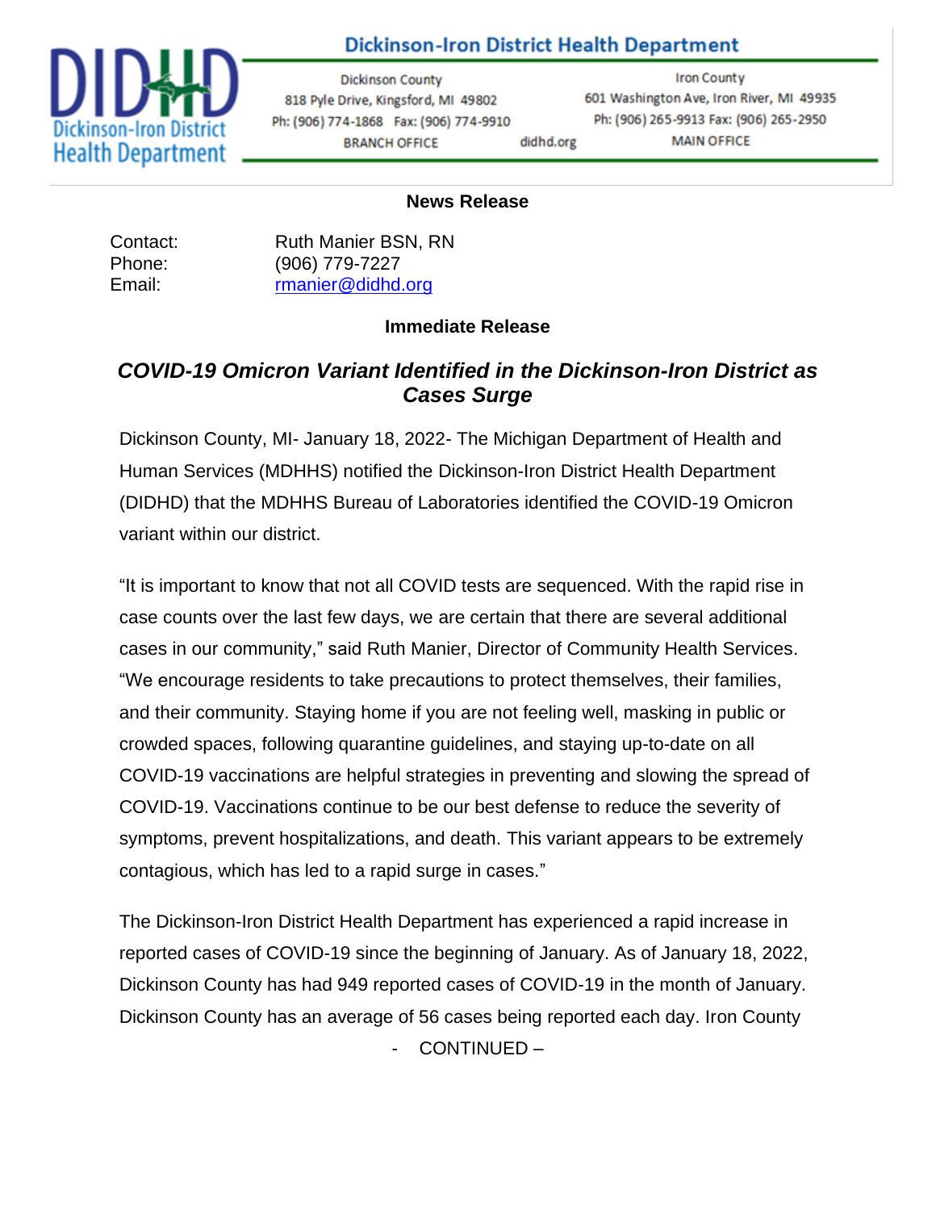**Dickinson-Iron District Health Department**

Dickinson County
818 Pyle Drive, Kingsford, MI 49802
Ph: (906) 774-1868 Fax: (906) 774-9910
BRANCH OFFICE

didhd.org

Iron County
601 Washington Ave, Iron River, MI 49935
Ph: (906) 265-9913 Fax: (906) 265-2950
MAIN OFFICE

**News Release**

Contact: Ruth Manier BSN, RN
Phone: (906) 779-7227
Email: rmanier@didhd.org

**Immediate Release**

## *COVID-19 Omicron Variant Identified in the Dickinson-Iron District as Cases Surge*

Dickinson County, MI- January 18, 2022- The Michigan Department of Health and Human Services (MDHHS) notified the Dickinson-Iron District Health Department (DIDHD) that the MDHHS Bureau of Laboratories identified the COVID-19 Omicron variant within our district.

"It is important to know that not all COVID tests are sequenced. With the rapid rise in case counts over the last few days, we are certain that there are several additional cases in our community," said Ruth Manier, Director of Community Health Services. "We encourage residents to take precautions to protect themselves, their families, and their community. Staying home if you are not feeling well, masking in public or crowded spaces, following quarantine guidelines, and staying up-to-date on all COVID-19 vaccinations are helpful strategies in preventing and slowing the spread of COVID-19. Vaccinations continue to be our best defense to reduce the severity of symptoms, prevent hospitalizations, and death. This variant appears to be extremely contagious, which has led to a rapid surge in cases."

The Dickinson-Iron District Health Department has experienced a rapid increase in reported cases of COVID-19 since the beginning of January. As of January 18, 2022, Dickinson County has had 949 reported cases of COVID-19 in the month of January. Dickinson County has an average of 56 cases being reported each day. Iron County

- CONTINUED –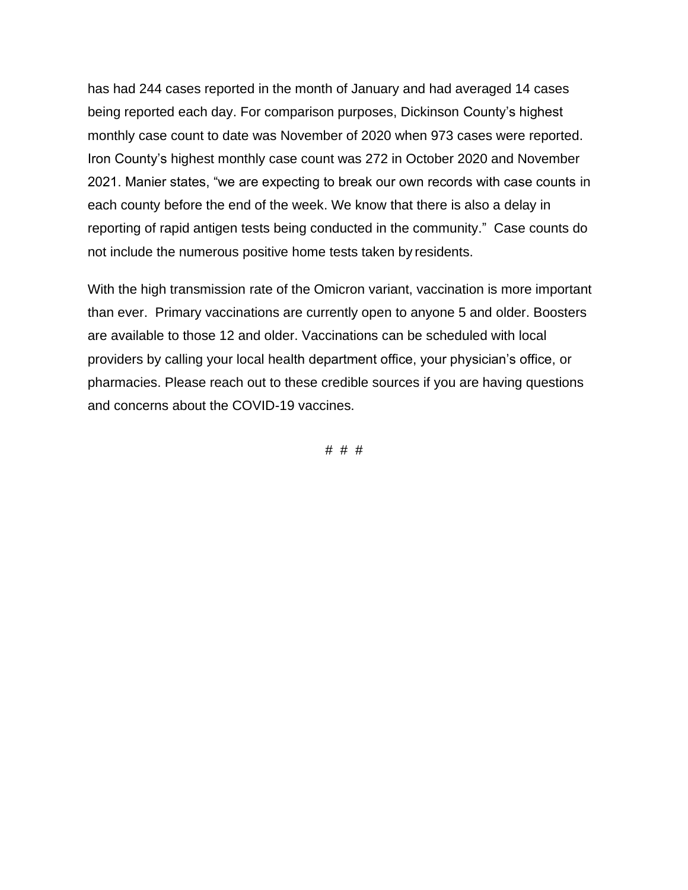has had 244 cases reported in the month of January and had averaged 14 cases being reported each day. For comparison purposes, Dickinson County's highest monthly case count to date was November of 2020 when 973 cases were reported. Iron County's highest monthly case count was 272 in October 2020 and November 2021. Manier states, "we are expecting to break our own records with case counts in each county before the end of the week. We know that there is also a delay in reporting of rapid antigen tests being conducted in the community." Case counts do not include the numerous positive home tests taken by residents.

With the high transmission rate of the Omicron variant, vaccination is more important than ever. Primary vaccinations are currently open to anyone 5 and older. Boosters are available to those 12 and older. Vaccinations can be scheduled with local providers by calling your local health department office, your physician's office, or pharmacies. Please reach out to these credible sources if you are having questions and concerns about the COVID-19 vaccines.

# # #